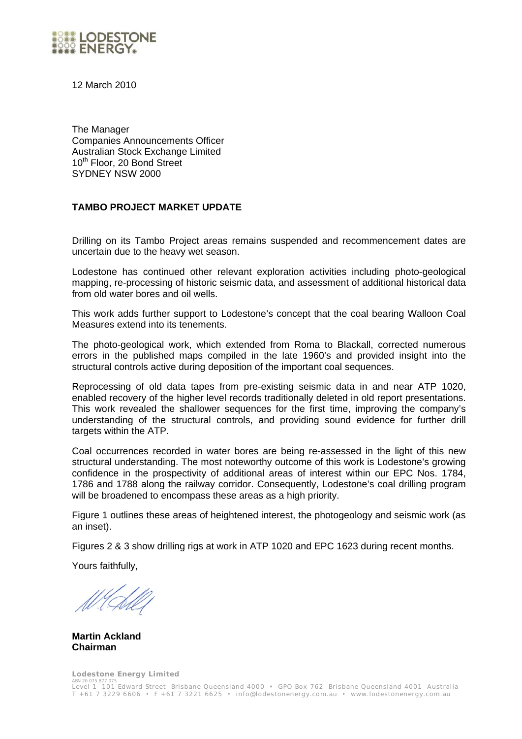12 March 2010

The Manager
Companies Announcements Officer
Australian Stock Exchange Limited
10th Floor, 20 Bond Street
SYDNEY NSW 2000

**TAMBO PROJECT MARKET UPDATE**

Drilling on its Tambo Project areas remains suspended and recommencement dates are uncertain due to the heavy wet season.

Lodestone has continued other relevant exploration activities including photo-geological mapping, re-processing of historic seismic data, and assessment of additional historical data from old water bores and oil wells.

This work adds further support to Lodestone's concept that the coal bearing Walloon Coal Measures extend into its tenements.

The photo-geological work, which extended from Roma to Blackall, corrected numerous errors in the published maps compiled in the late 1960's and provided insight into the structural controls active during deposition of the important coal sequences.

Reprocessing of old data tapes from pre-existing seismic data in and near ATP 1020, enabled recovery of the higher level records traditionally deleted in old report presentations. This work revealed the shallower sequences for the first time, improving the company's understanding of the structural controls, and providing sound evidence for further drill targets within the ATP.

Coal occurrences recorded in water bores are being re-assessed in the light of this new structural understanding. The most noteworthy outcome of this work is Lodestone's growing confidence in the prospectivity of additional areas of interest within our EPC Nos. 1784, 1786 and 1788 along the railway corridor. Consequently, Lodestone's coal drilling program will be broadened to encompass these areas as a high priority.

Figure 1 outlines these areas of heightened interest, the photogeology and seismic work (as an inset).

Figures 2 & 3 show drilling rigs at work in ATP 1020 and EPC 1623 during recent months.

Yours faithfully,

**Martin Ackland**
**Chairman**

**Lodestone Energy Limited**
ABN 20 075 877 075
Level 1 101 Edward Street Brisbane Queensland 4000 • GPO Box 762 Brisbane Queensland 4001 Australia
T +61 7 3229 6606 • F +61 7 3221 6625 • info@lodestonenergy.com.au • www.lodestonenergy.com.au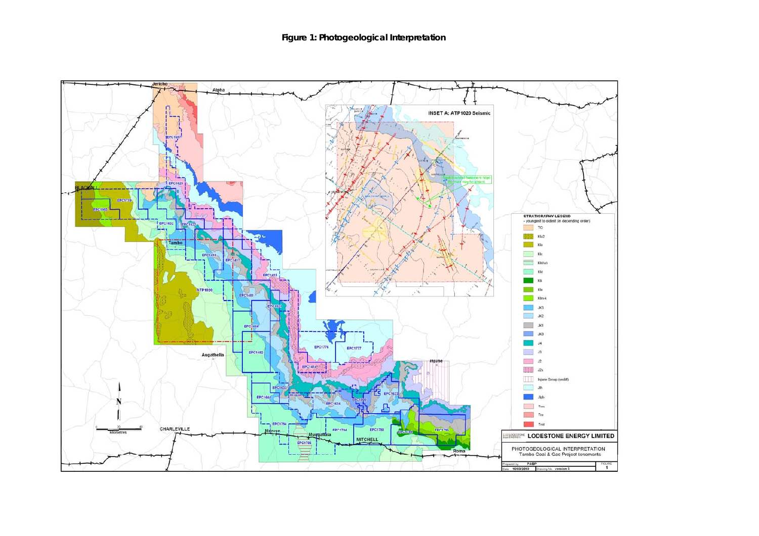**Figure 1: Photogeological Interpretation**

INSET A: ATP1020 Seismic

STRATIGRAPHY LEGEND
- youngest to oldest (in decending order)

TQ
Kla2
Kla
Klc
Kld(w)
Kld
Kli
Klr
Klm-k
JK3
JK2
JK1
JK0
J4
J3
J2
J2s
Injune Group (undiff)
Jlh
Jlpb
Trm
Trc
Trld

LODESTONE ENERGY LIMITED

PHOTOGEOLOGICAL INTERPRETATION
Tambo Coal & Gas Project tenements

Prepared by PJ/BP
Date 10/03/2010
Drawing No. Version 3
FIGURE 1

kilometres
0 20 40

N

Jericho
Alpha
BLACKALL
Tambo
Augathella
Injune
CHARLEVILLE
Morven
Mungallala
MITCHELL
Roma

EPC1687
EPC1625
EPC1719
EPC1693
EPC1632
EPC1622
EPC1418
EPC1417
EPC1415
ATP1020
EPC1481
EPC1621
EPC1484
EPC1776
EPC1777
EPC1482
EPC1414
EPC1633
EPC1644
EPC1623
EPC1809
EPC1624
EPC1794
EPC1784
EPC1788
EPC1789
EPC1795
EPC1786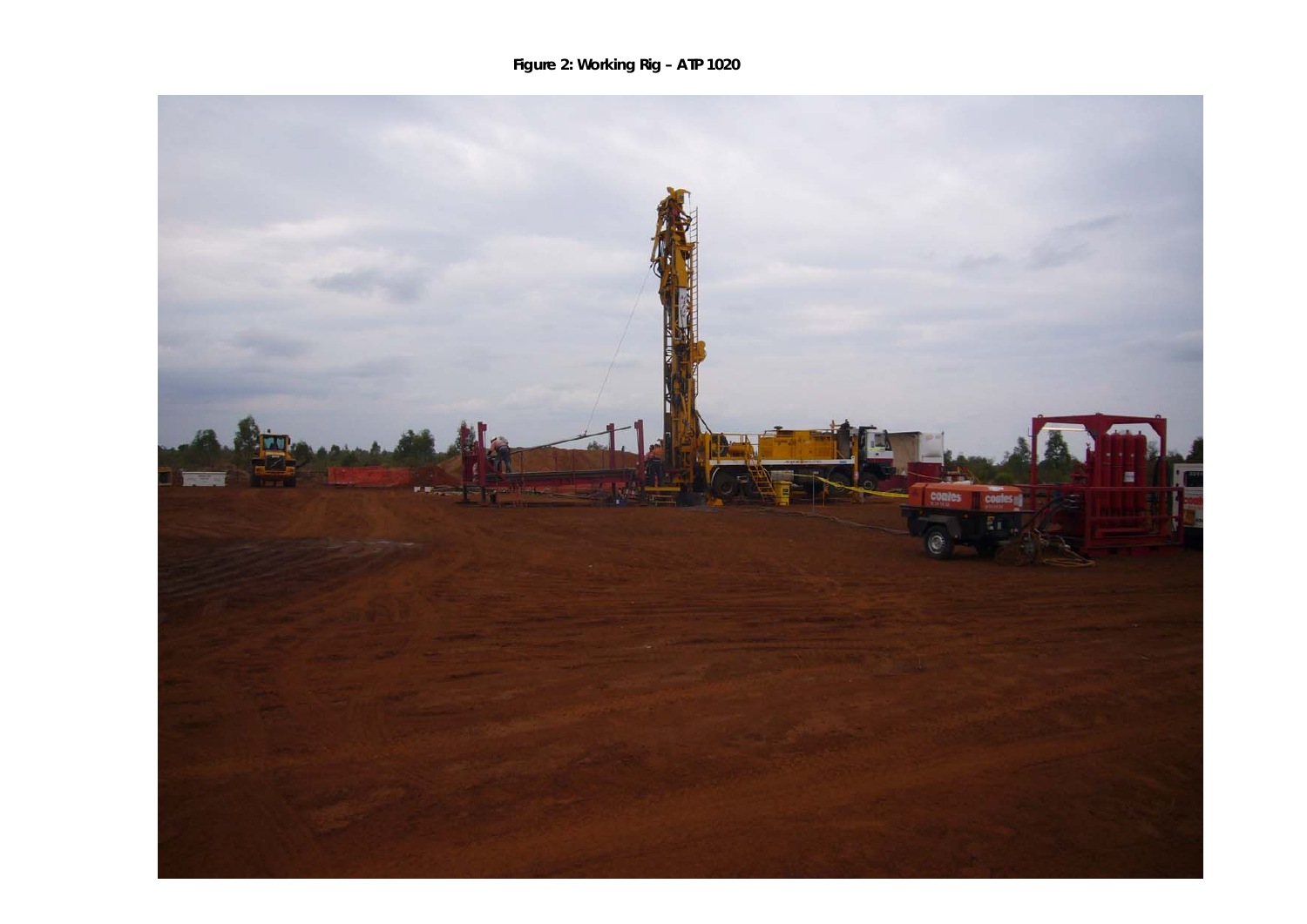**Figure 2: Working Rig – ATP 1020**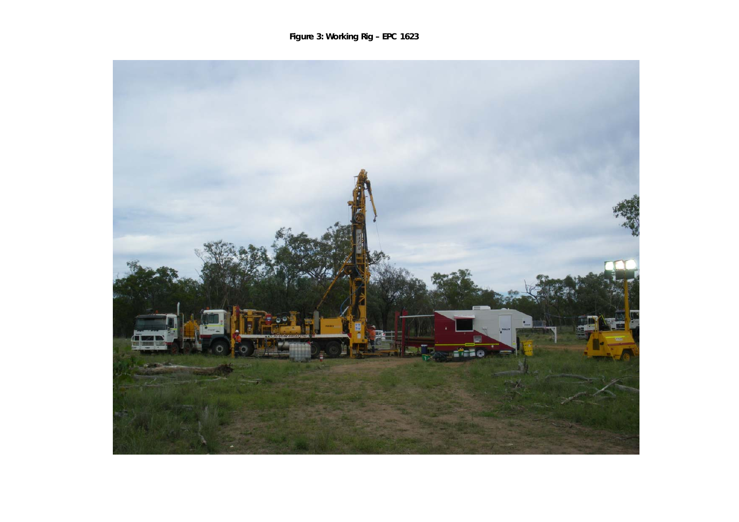**Figure 3: Working Rig – EPC 1623**